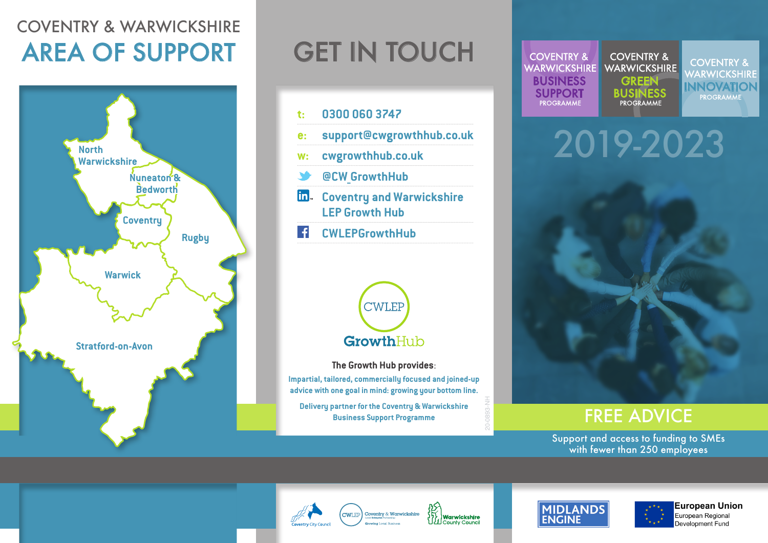# COVENTRY & WARWICKSHIRE AREA OF SUPPORT

North Warwickshire

Nuneaton & Bedworth

Coventry

Rugby

Warwick

Stratford-on-Avon

# GET IN TOUCH

t: 0300 060 3747

e: support@cwgrowthhub.co.uk

w: cwgrowthhub.co.uk

@CW_GrowthHub

Coventry and Warwickshire LEP Growth Hub

CWLEPGrowthHub

CWLEP GrowthHub

**The Growth Hub provides:**

Impartial, tailored, commercially focused and joined-up advice with one goal in mind: growing your bottom line.

Delivery partner for the Coventry & Warwickshire Business Support Programme

20-0893-NH

Coventry City Council | CWLEP Coventry & Warwickshire Local Enterprise Partnership Growing Local Business | Warwickshire County Council

COVENTRY & WARWICKSHIRE BUSINESS SUPPORT PROGRAMME

COVENTRY & WARWICKSHIRE GREEN BUSINESS PROGRAMME

COVENTRY & WARWICKSHIRE INNOVATION PROGRAMME

2019-2023

## FREE ADVICE

Support and access to funding to SMEs with fewer than 250 employees

MIDLANDS ENGINE

European Union
European Regional Development Fund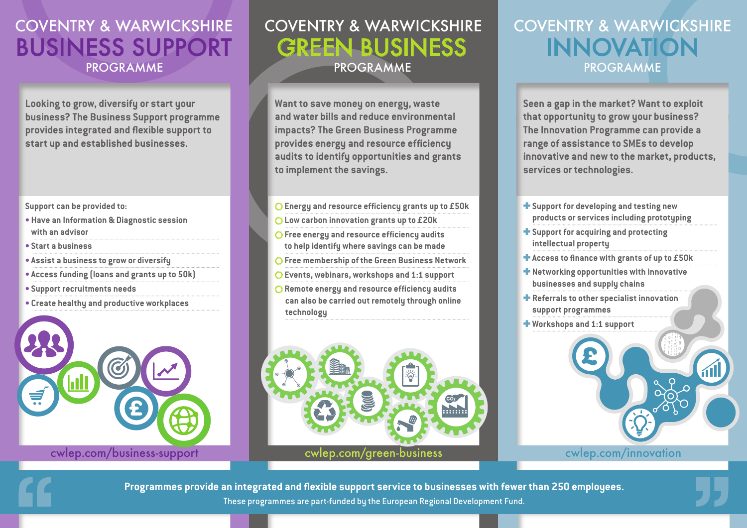# COVENTRY & WARWICKSHIRE BUSINESS SUPPORT PROGRAMME

Looking to grow, diversify or start your business? The Business Support programme provides integrated and flexible support to start up and established businesses.

Support can be provided to:

- Have an Information & Diagnostic session with an advisor
- Start a business
- Assist a business to grow or diversify
- Access funding (loans and grants up to 50k)
- Support recruitments needs
- Create healthy and productive workplaces

cwlep.com/business-support

# COVENTRY & WARWICKSHIRE GREEN BUSINESS PROGRAMME

Want to save money on energy, waste and water bills and reduce environmental impacts? The Green Business Programme provides energy and resource efficiency audits to identify opportunities and grants to implement the savings.

- Energy and resource efficiency grants up to £50k
- Low carbon innovation grants up to £20k
- Free energy and resource efficiency audits to help identify where savings can be made
- Free membership of the Green Business Network
- Events, webinars, workshops and 1:1 support
- Remote energy and resource efficiency audits can also be carried out remotely through online technology

cwlep.com/green-business

# COVENTRY & WARWICKSHIRE INNOVATION PROGRAMME

Seen a gap in the market? Want to exploit that opportunity to grow your business? The Innovation Programme can provide a range of assistance to SMEs to develop innovative and new to the market, products, services or technologies.

- Support for developing and testing new products or services including prototyping
- Support for acquiring and protecting intellectual property
- Access to finance with grants of up to £50k
- Networking opportunities with innovative businesses and supply chains
- Referrals to other specialist innovation support programmes
- Workshops and 1:1 support

cwlep.com/innovation

**Programmes provide an integrated and flexible support service to businesses with fewer than 250 employees.**

These programmes are part-funded by the European Regional Development Fund.